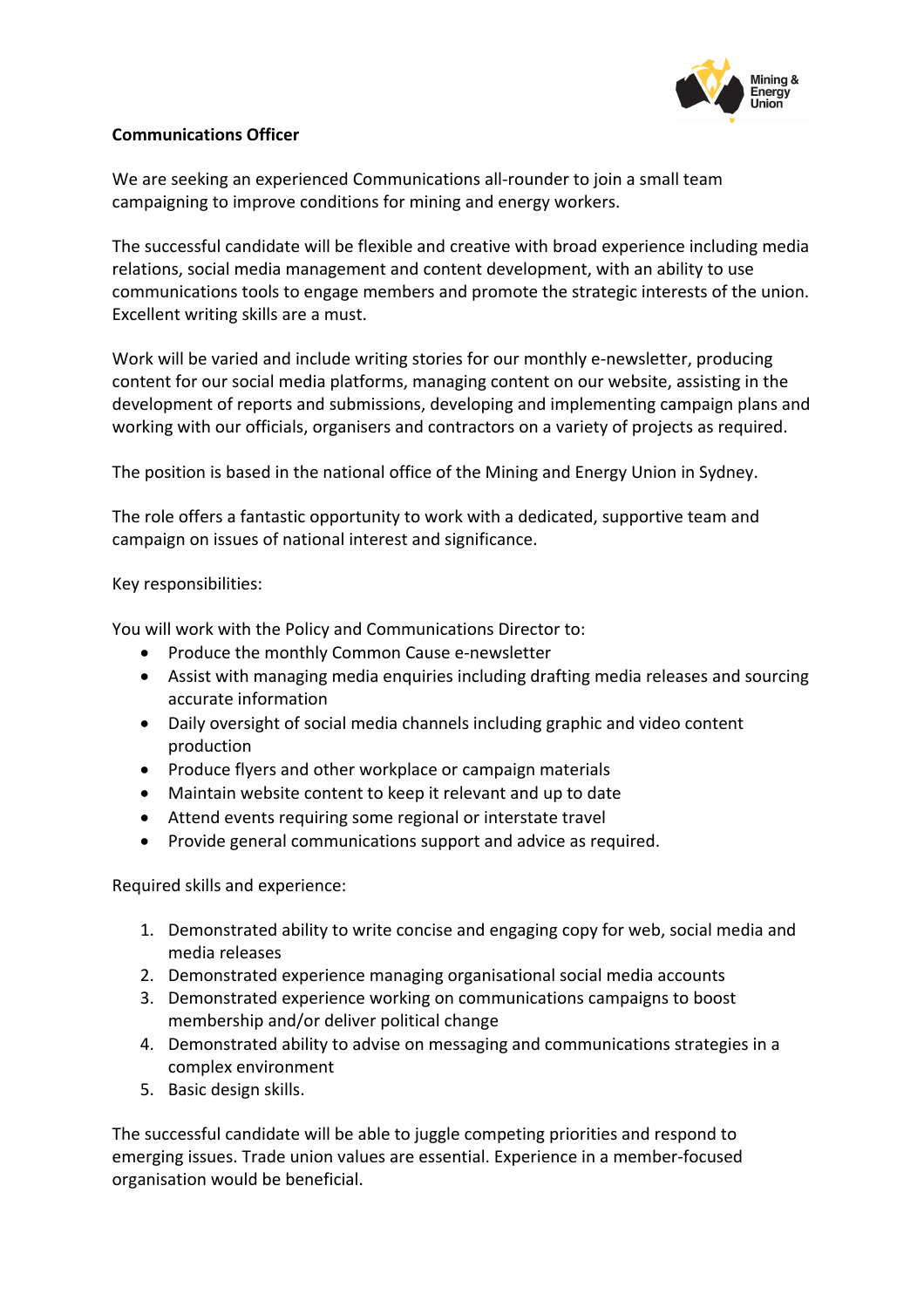**Communications Officer**

We are seeking an experienced Communications all-rounder to join a small team campaigning to improve conditions for mining and energy workers.

The successful candidate will be flexible and creative with broad experience including media relations, social media management and content development, with an ability to use communications tools to engage members and promote the strategic interests of the union. Excellent writing skills are a must.

Work will be varied and include writing stories for our monthly e-newsletter, producing content for our social media platforms, managing content on our website, assisting in the development of reports and submissions, developing and implementing campaign plans and working with our officials, organisers and contractors on a variety of projects as required.

The position is based in the national office of the Mining and Energy Union in Sydney.

The role offers a fantastic opportunity to work with a dedicated, supportive team and campaign on issues of national interest and significance.

Key responsibilities:

You will work with the Policy and Communications Director to:

- Produce the monthly Common Cause e-newsletter
- Assist with managing media enquiries including drafting media releases and sourcing accurate information
- Daily oversight of social media channels including graphic and video content production
- Produce flyers and other workplace or campaign materials
- Maintain website content to keep it relevant and up to date
- Attend events requiring some regional or interstate travel
- Provide general communications support and advice as required.

Required skills and experience:

1. Demonstrated ability to write concise and engaging copy for web, social media and media releases
2. Demonstrated experience managing organisational social media accounts
3. Demonstrated experience working on communications campaigns to boost membership and/or deliver political change
4. Demonstrated ability to advise on messaging and communications strategies in a complex environment
5. Basic design skills.

The successful candidate will be able to juggle competing priorities and respond to emerging issues. Trade union values are essential. Experience in a member-focused organisation would be beneficial.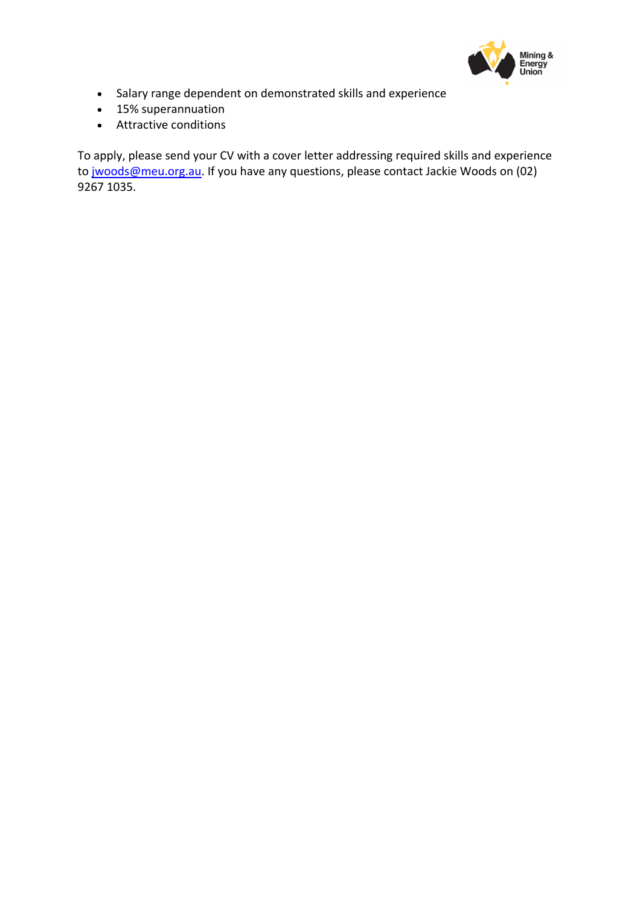- Salary range dependent on demonstrated skills and experience
- 15% superannuation
- Attractive conditions

To apply, please send your CV with a cover letter addressing required skills and experience to jwoods@meu.org.au. If you have any questions, please contact Jackie Woods on (02) 9267 1035.